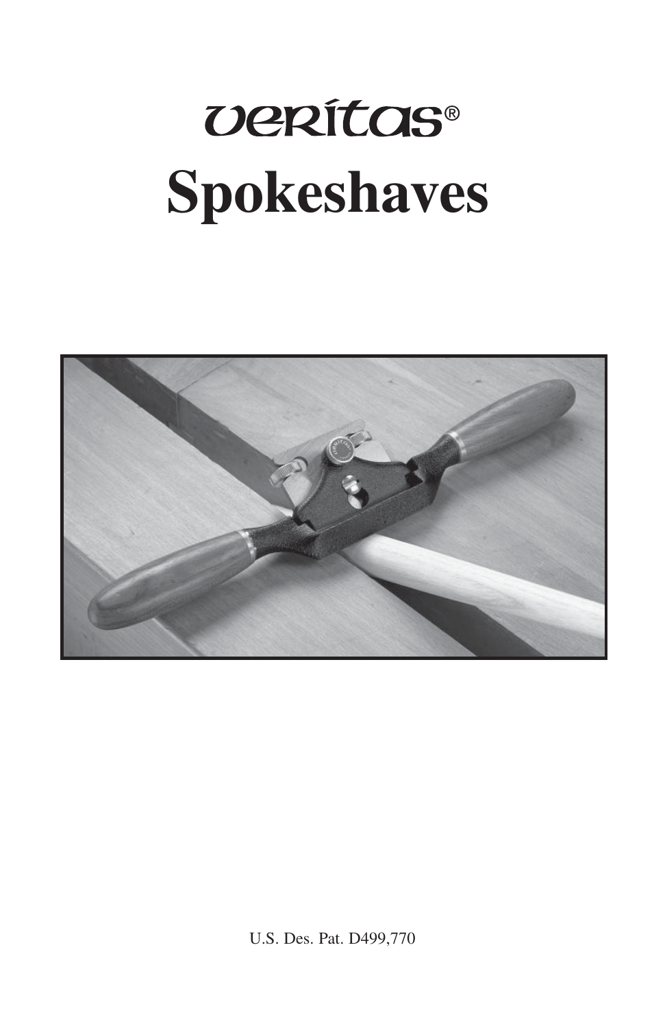# Veritas®

# Spokeshaves

U.S. Des. Pat. D499,770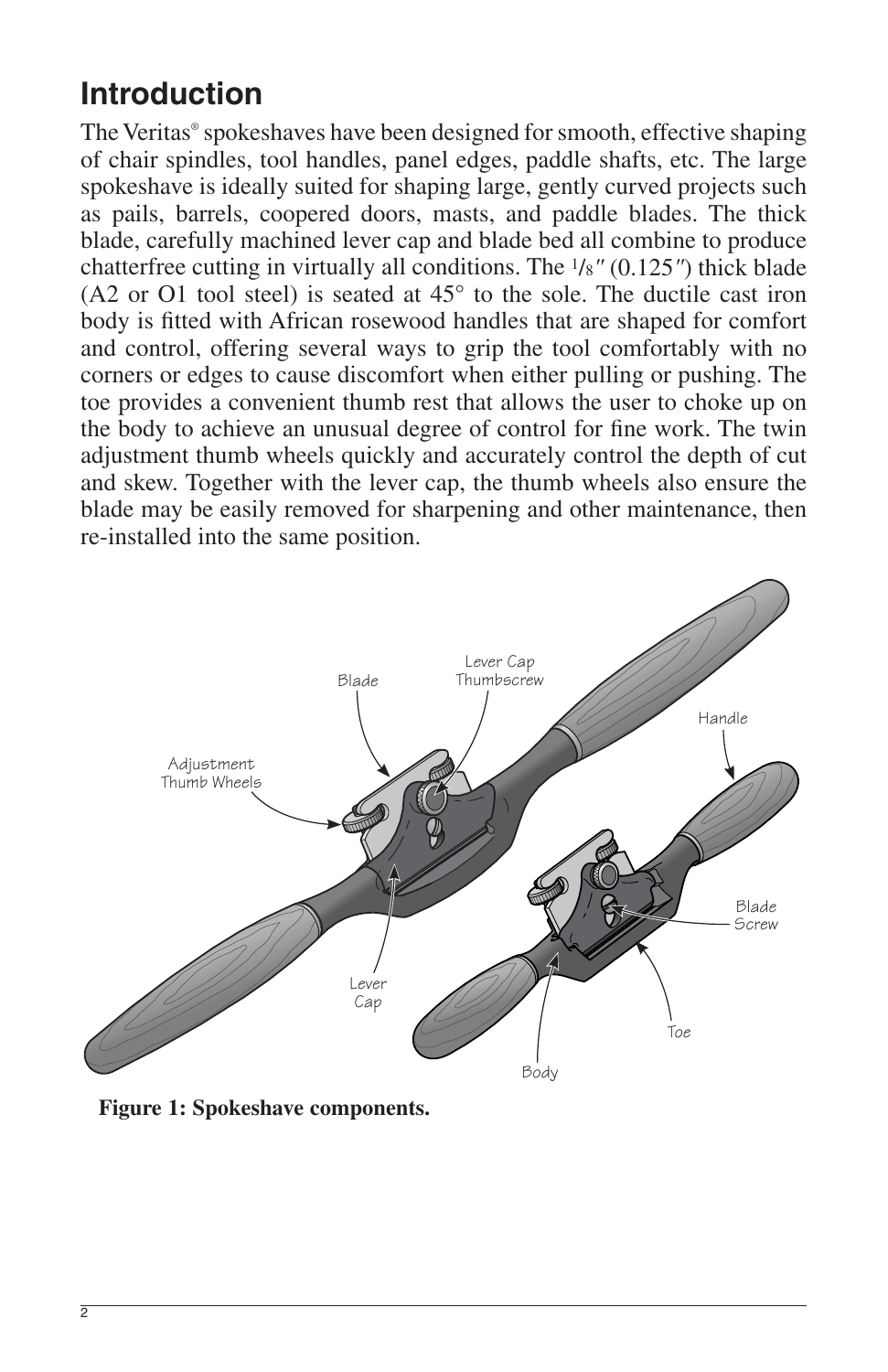# Introduction

The Veritas® spokeshaves have been designed for smooth, effective shaping of chair spindles, tool handles, panel edges, paddle shafts, etc. The large spokeshave is ideally suited for shaping large, gently curved projects such as pails, barrels, coopered doors, masts, and paddle blades. The thick blade, carefully machined lever cap and blade bed all combine to produce chatterfree cutting in virtually all conditions. The 1/8″ (0.125″) thick blade (A2 or O1 tool steel) is seated at 45° to the sole. The ductile cast iron body is fitted with African rosewood handles that are shaped for comfort and control, offering several ways to grip the tool comfortably with no corners or edges to cause discomfort when either pulling or pushing. The toe provides a convenient thumb rest that allows the user to choke up on the body to achieve an unusual degree of control for fine work. The twin adjustment thumb wheels quickly and accurately control the depth of cut and skew. Together with the lever cap, the thumb wheels also ensure the blade may be easily removed for sharpening and other maintenance, then re-installed into the same position.

Blade

Lever Cap Thumbscrew

Handle

Adjustment Thumb Wheels

Blade Screw

Lever Cap

Toe

Body

**Figure 1: Spokeshave components.**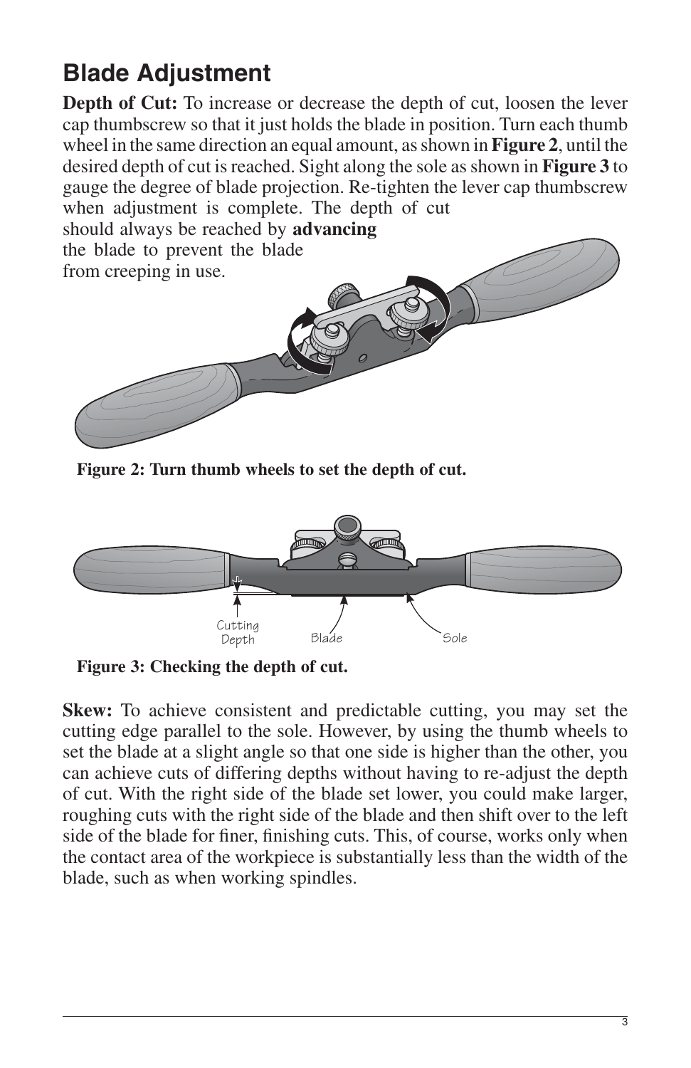## Blade Adjustment

**Depth of Cut:** To increase or decrease the depth of cut, loosen the lever cap thumbscrew so that it just holds the blade in position. Turn each thumb wheel in the same direction an equal amount, as shown in **Figure 2**, until the desired depth of cut is reached. Sight along the sole as shown in **Figure 3** to gauge the degree of blade projection. Re-tighten the lever cap thumbscrew when adjustment is complete. The depth of cut should always be reached by **advancing** the blade to prevent the blade from creeping in use.

**Figure 2: Turn thumb wheels to set the depth of cut.**

Cutting Depth

Blade

Sole

**Figure 3: Checking the depth of cut.**

**Skew:** To achieve consistent and predictable cutting, you may set the cutting edge parallel to the sole. However, by using the thumb wheels to set the blade at a slight angle so that one side is higher than the other, you can achieve cuts of differing depths without having to re-adjust the depth of cut. With the right side of the blade set lower, you could make larger, roughing cuts with the right side of the blade and then shift over to the left side of the blade for finer, finishing cuts. This, of course, works only when the contact area of the workpiece is substantially less than the width of the blade, such as when working spindles.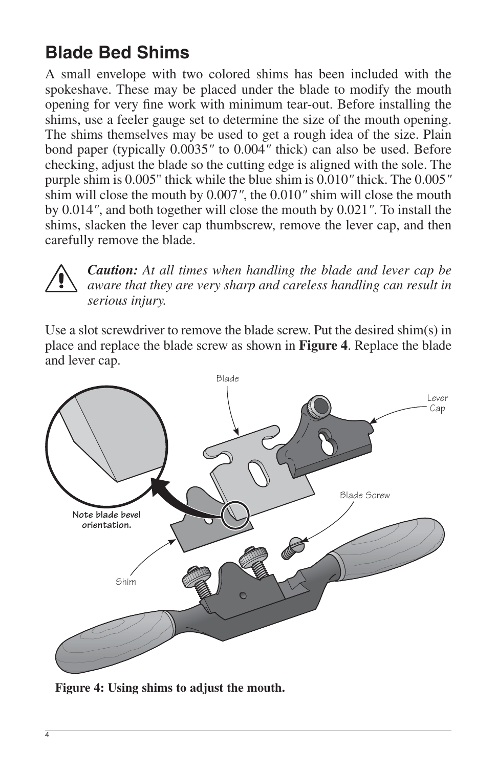## Blade Bed Shims

A small envelope with two colored shims has been included with the spokeshave. These may be placed under the blade to modify the mouth opening for very fine work with minimum tear-out. Before installing the shims, use a feeler gauge set to determine the size of the mouth opening. The shims themselves may be used to get a rough idea of the size. Plain bond paper (typically 0.0035″ to 0.004″ thick) can also be used. Before checking, adjust the blade so the cutting edge is aligned with the sole. The purple shim is 0.005" thick while the blue shim is 0.010″ thick. The 0.005″ shim will close the mouth by 0.007″, the 0.010″ shim will close the mouth by 0.014″, and both together will close the mouth by 0.021″. To install the shims, slacken the lever cap thumbscrew, remove the lever cap, and then carefully remove the blade.

***Caution:*** *At all times when handling the blade and lever cap be aware that they are very sharp and careless handling can result in serious injury.*

Use a slot screwdriver to remove the blade screw. Put the desired shim(s) in place and replace the blade screw as shown in **Figure 4**. Replace the blade and lever cap.

Blade

Lever Cap

Blade Screw

Note blade bevel orientation.

Shim

**Figure 4: Using shims to adjust the mouth.**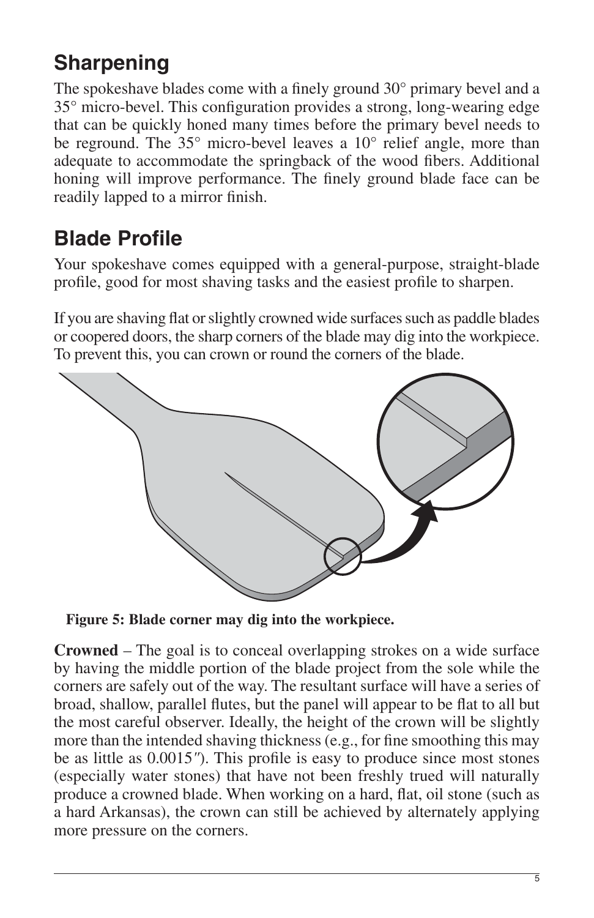## Sharpening

The spokeshave blades come with a finely ground 30° primary bevel and a 35° micro-bevel. This configuration provides a strong, long-wearing edge that can be quickly honed many times before the primary bevel needs to be reground. The 35° micro-bevel leaves a 10° relief angle, more than adequate to accommodate the springback of the wood fibers. Additional honing will improve performance. The finely ground blade face can be readily lapped to a mirror finish.

## Blade Profile

Your spokeshave comes equipped with a general-purpose, straight-blade profile, good for most shaving tasks and the easiest profile to sharpen.

If you are shaving flat or slightly crowned wide surfaces such as paddle blades or coopered doors, the sharp corners of the blade may dig into the workpiece. To prevent this, you can crown or round the corners of the blade.

**Figure 5: Blade corner may dig into the workpiece.**

**Crowned** – The goal is to conceal overlapping strokes on a wide surface by having the middle portion of the blade project from the sole while the corners are safely out of the way. The resultant surface will have a series of broad, shallow, parallel flutes, but the panel will appear to be flat to all but the most careful observer. Ideally, the height of the crown will be slightly more than the intended shaving thickness (e.g., for fine smoothing this may be as little as 0.0015″). This profile is easy to produce since most stones (especially water stones) that have not been freshly trued will naturally produce a crowned blade. When working on a hard, flat, oil stone (such as a hard Arkansas), the crown can still be achieved by alternately applying more pressure on the corners.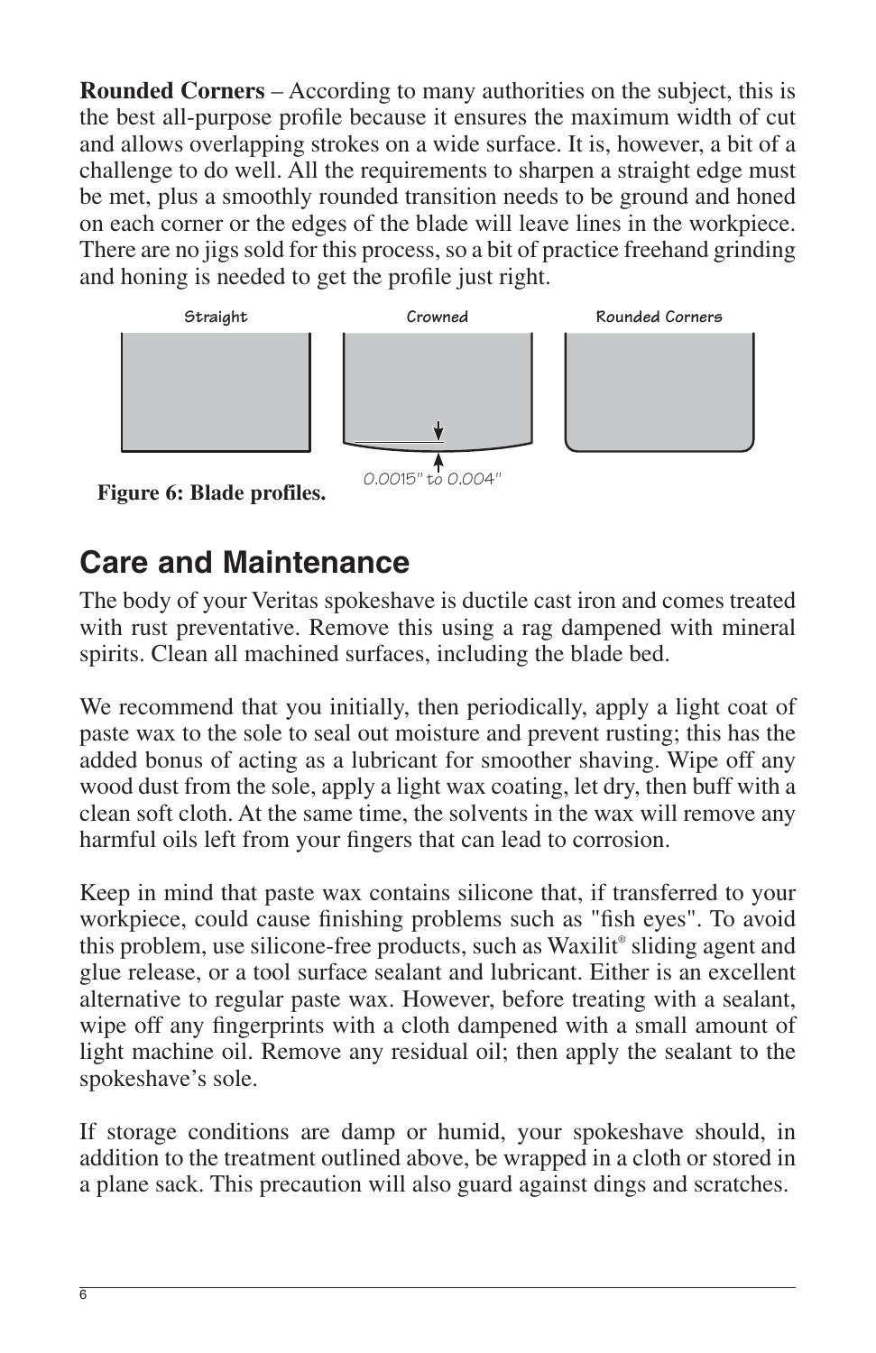**Rounded Corners** – According to many authorities on the subject, this is the best all-purpose profile because it ensures the maximum width of cut and allows overlapping strokes on a wide surface. It is, however, a bit of a challenge to do well. All the requirements to sharpen a straight edge must be met, plus a smoothly rounded transition needs to be ground and honed on each corner or the edges of the blade will leave lines in the workpiece. There are no jigs sold for this process, so a bit of practice freehand grinding and honing is needed to get the profile just right.

Straight

Crowned

Rounded Corners

0.0015" to 0.004"

**Figure 6: Blade profiles.**

## Care and Maintenance

The body of your Veritas spokeshave is ductile cast iron and comes treated with rust preventative. Remove this using a rag dampened with mineral spirits. Clean all machined surfaces, including the blade bed.

We recommend that you initially, then periodically, apply a light coat of paste wax to the sole to seal out moisture and prevent rusting; this has the added bonus of acting as a lubricant for smoother shaving. Wipe off any wood dust from the sole, apply a light wax coating, let dry, then buff with a clean soft cloth. At the same time, the solvents in the wax will remove any harmful oils left from your fingers that can lead to corrosion.

Keep in mind that paste wax contains silicone that, if transferred to your workpiece, could cause finishing problems such as "fish eyes". To avoid this problem, use silicone-free products, such as Waxilit® sliding agent and glue release, or a tool surface sealant and lubricant. Either is an excellent alternative to regular paste wax. However, before treating with a sealant, wipe off any fingerprints with a cloth dampened with a small amount of light machine oil. Remove any residual oil; then apply the sealant to the spokeshave's sole.

If storage conditions are damp or humid, your spokeshave should, in addition to the treatment outlined above, be wrapped in a cloth or stored in a plane sack. This precaution will also guard against dings and scratches.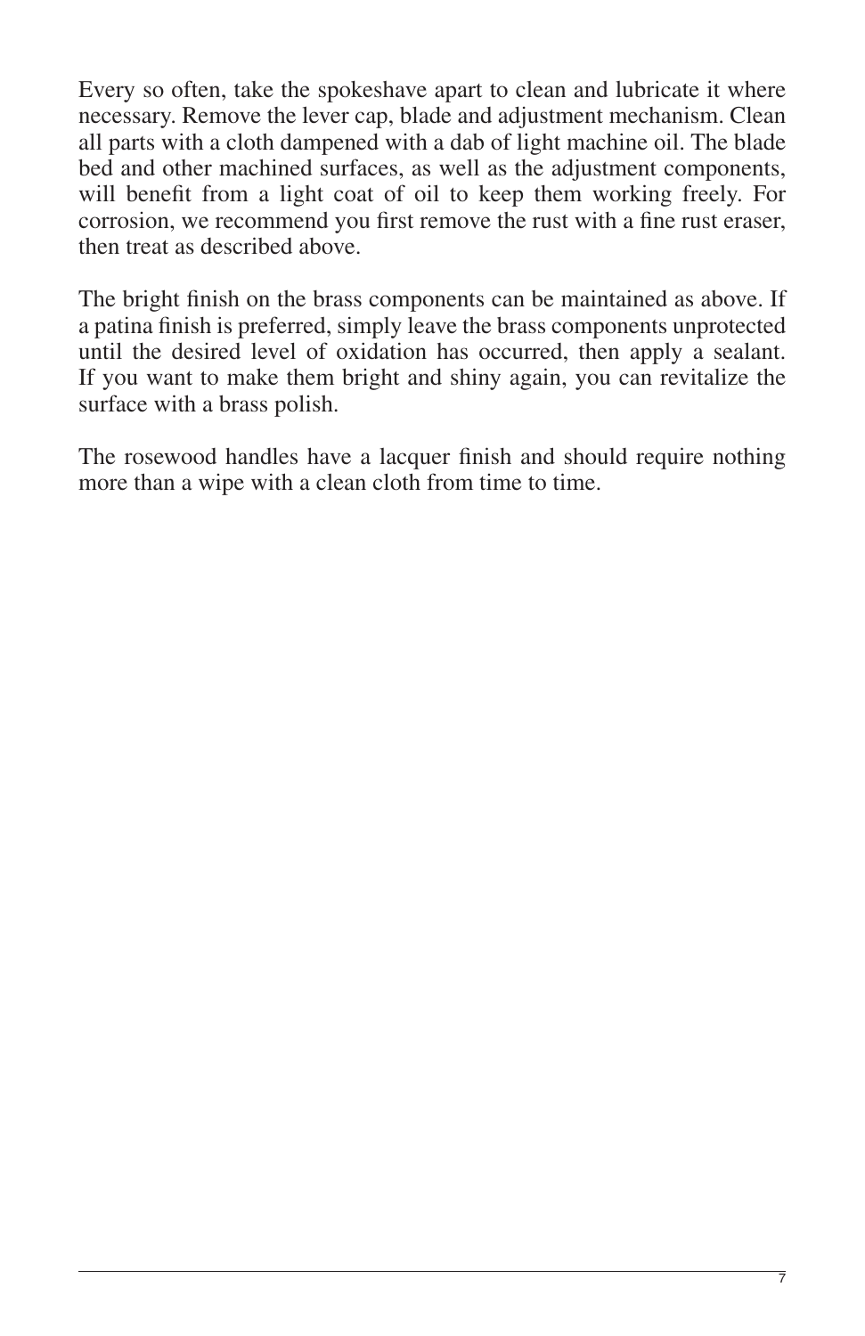Every so often, take the spokeshave apart to clean and lubricate it where necessary. Remove the lever cap, blade and adjustment mechanism. Clean all parts with a cloth dampened with a dab of light machine oil. The blade bed and other machined surfaces, as well as the adjustment components, will benefit from a light coat of oil to keep them working freely. For corrosion, we recommend you first remove the rust with a fine rust eraser, then treat as described above.

The bright finish on the brass components can be maintained as above. If a patina finish is preferred, simply leave the brass components unprotected until the desired level of oxidation has occurred, then apply a sealant. If you want to make them bright and shiny again, you can revitalize the surface with a brass polish.

The rosewood handles have a lacquer finish and should require nothing more than a wipe with a clean cloth from time to time.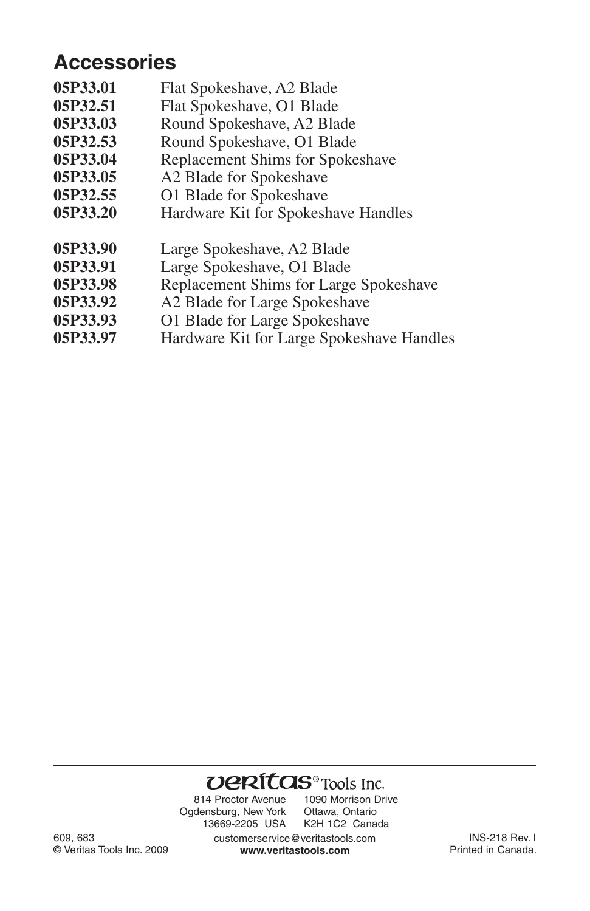## Accessories

| | |
|---|---|
| **05P33.01** | Flat Spokeshave, A2 Blade |
| **05P32.51** | Flat Spokeshave, O1 Blade |
| **05P33.03** | Round Spokeshave, A2 Blade |
| **05P32.53** | Round Spokeshave, O1 Blade |
| **05P33.04** | Replacement Shims for Spokeshave |
| **05P33.05** | A2 Blade for Spokeshave |
| **05P32.55** | O1 Blade for Spokeshave |
| **05P33.20** | Hardware Kit for Spokeshave Handles |

| | |
|---|---|
| **05P33.90** | Large Spokeshave, A2 Blade |
| **05P33.91** | Large Spokeshave, O1 Blade |
| **05P33.98** | Replacement Shims for Large Spokeshave |
| **05P33.92** | A2 Blade for Large Spokeshave |
| **05P33.93** | O1 Blade for Large Spokeshave |
| **05P33.97** | Hardware Kit for Large Spokeshave Handles |

Veritas® Tools Inc.

814 Proctor Avenue
Ogdensburg, New York
13669-2205 USA

1090 Morrison Drive
Ottawa, Ontario
K2H 1C2 Canada

customerservice@veritastools.com
**www.veritastools.com**

609, 683
© Veritas Tools Inc. 2009

INS-218 Rev. I
Printed in Canada.